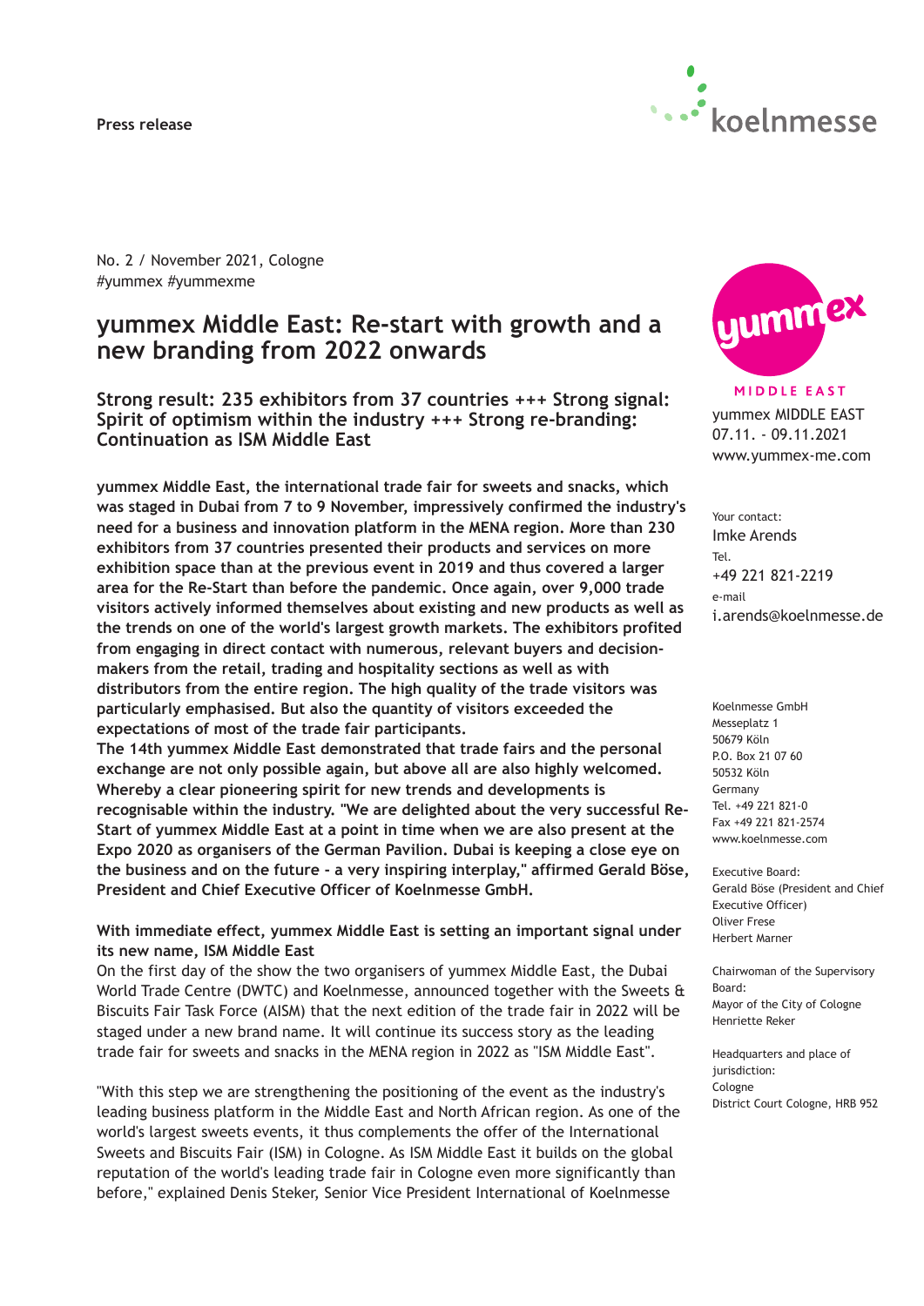**Press release**

No. 2 / November 2021, Cologne
#yummex #yummexme

# yummex Middle East: Re-start with growth and a new branding from 2022 onwards

## Strong result: 235 exhibitors from 37 countries +++ Strong signal: Spirit of optimism within the industry +++ Strong re-branding: Continuation as ISM Middle East

**yummex Middle East, the international trade fair for sweets and snacks, which was staged in Dubai from 7 to 9 November, impressively confirmed the industry's need for a business and innovation platform in the MENA region. More than 230 exhibitors from 37 countries presented their products and services on more exhibition space than at the previous event in 2019 and thus covered a larger area for the Re-Start than before the pandemic. Once again, over 9,000 trade visitors actively informed themselves about existing and new products as well as the trends on one of the world's largest growth markets. The exhibitors profited from engaging in direct contact with numerous, relevant buyers and decision-makers from the retail, trading and hospitality sections as well as with distributors from the entire region. The high quality of the trade visitors was particularly emphasised. But also the quantity of visitors exceeded the expectations of most of the trade fair participants.**
**The 14th yummex Middle East demonstrated that trade fairs and the personal exchange are not only possible again, but above all are also highly welcomed. Whereby a clear pioneering spirit for new trends and developments is recognisable within the industry. "We are delighted about the very successful Re-Start of yummex Middle East at a point in time when we are also present at the Expo 2020 as organisers of the German Pavilion. Dubai is keeping a close eye on the business and on the future - a very inspiring interplay," affirmed Gerald Böse, President and Chief Executive Officer of Koelnmesse GmbH.**

### With immediate effect, yummex Middle East is setting an important signal under its new name, ISM Middle East

On the first day of the show the two organisers of yummex Middle East, the Dubai World Trade Centre (DWTC) and Koelnmesse, announced together with the Sweets & Biscuits Fair Task Force (AISM) that the next edition of the trade fair in 2022 will be staged under a new brand name. It will continue its success story as the leading trade fair for sweets and snacks in the MENA region in 2022 as "ISM Middle East".

"With this step we are strengthening the positioning of the event as the industry's leading business platform in the Middle East and North African region. As one of the world's largest sweets events, it thus complements the offer of the International Sweets and Biscuits Fair (ISM) in Cologne. As ISM Middle East it builds on the global reputation of the world's leading trade fair in Cologne even more significantly than before," explained Denis Steker, Senior Vice President International of Koelnmesse

---

MIDDLE EAST
yummex MIDDLE EAST
07.11. - 09.11.2021
www.yummex-me.com

Your contact:
Imke Arends
Tel.
+49 221 821-2219
e-mail
i.arends@koelnmesse.de

Koelnmesse GmbH
Messeplatz 1
50679 Köln
P.O. Box 21 07 60
50532 Köln
Germany
Tel. +49 221 821-0
Fax +49 221 821-2574
www.koelnmesse.com

Executive Board:
Gerald Böse (President and Chief Executive Officer)
Oliver Frese
Herbert Marner

Chairwoman of the Supervisory Board:
Mayor of the City of Cologne
Henriette Reker

Headquarters and place of jurisdiction:
Cologne
District Court Cologne, HRB 952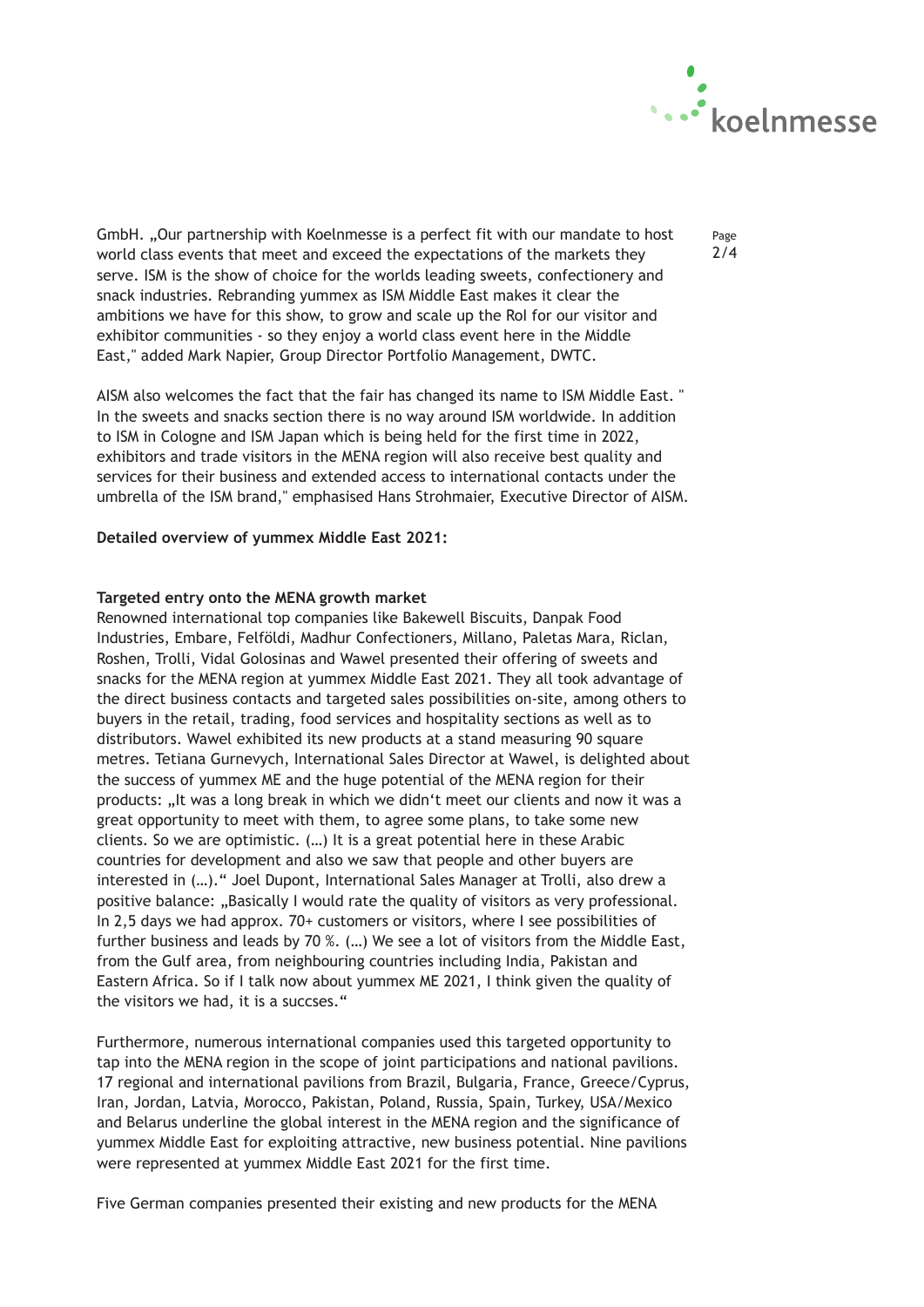GmbH. „Our partnership with Koelnmesse is a perfect fit with our mandate to host world class events that meet and exceed the expectations of the markets they serve. ISM is the show of choice for the worlds leading sweets, confectionery and snack industries. Rebranding yummex as ISM Middle East makes it clear the ambitions we have for this show, to grow and scale up the RoI for our visitor and exhibitor communities - so they enjoy a world class event here in the Middle East," added Mark Napier, Group Director Portfolio Management, DWTC.

AISM also welcomes the fact that the fair has changed its name to ISM Middle East. " In the sweets and snacks section there is no way around ISM worldwide. In addition to ISM in Cologne and ISM Japan which is being held for the first time in 2022, exhibitors and trade visitors in the MENA region will also receive best quality and services for their business and extended access to international contacts under the umbrella of the ISM brand," emphasised Hans Strohmaier, Executive Director of AISM.

**Detailed overview of yummex Middle East 2021:**

**Targeted entry onto the MENA growth market**

Renowned international top companies like Bakewell Biscuits, Danpak Food Industries, Embare, Felföldi, Madhur Confectioners, Millano, Paletas Mara, Riclan, Roshen, Trolli, Vidal Golosinas and Wawel presented their offering of sweets and snacks for the MENA region at yummex Middle East 2021. They all took advantage of the direct business contacts and targeted sales possibilities on-site, among others to buyers in the retail, trading, food services and hospitality sections as well as to distributors. Wawel exhibited its new products at a stand measuring 90 square metres. Tetiana Gurnevych, International Sales Director at Wawel, is delighted about the success of yummex ME and the huge potential of the MENA region for their products: „It was a long break in which we didn't meet our clients and now it was a great opportunity to meet with them, to agree some plans, to take some new clients. So we are optimistic. (…) It is a great potential here in these Arabic countries for development and also we saw that people and other buyers are interested in (…)." Joel Dupont, International Sales Manager at Trolli, also drew a positive balance: „Basically I would rate the quality of visitors as very professional. In 2,5 days we had approx. 70+ customers or visitors, where I see possibilities of further business and leads by 70 %. (…) We see a lot of visitors from the Middle East, from the Gulf area, from neighbouring countries including India, Pakistan and Eastern Africa. So if I talk now about yummex ME 2021, I think given the quality of the visitors we had, it is a succses."

Furthermore, numerous international companies used this targeted opportunity to tap into the MENA region in the scope of joint participations and national pavilions. 17 regional and international pavilions from Brazil, Bulgaria, France, Greece/Cyprus, Iran, Jordan, Latvia, Morocco, Pakistan, Poland, Russia, Spain, Turkey, USA/Mexico and Belarus underline the global interest in the MENA region and the significance of yummex Middle East for exploiting attractive, new business potential. Nine pavilions were represented at yummex Middle East 2021 for the first time.

Five German companies presented their existing and new products for the MENA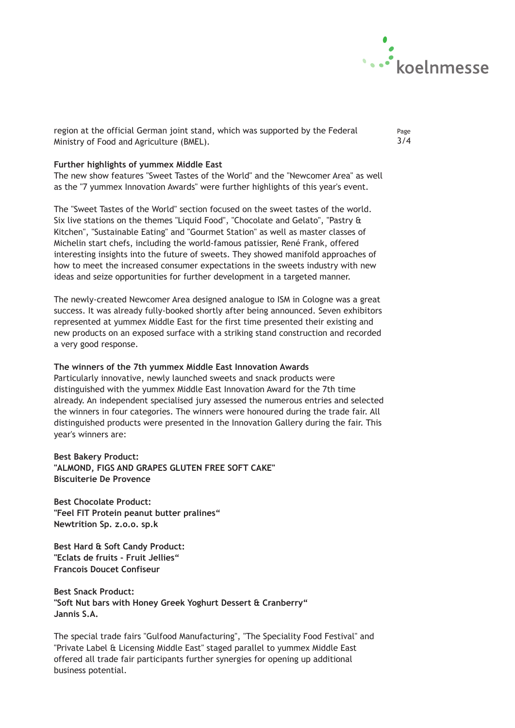region at the official German joint stand, which was supported by the Federal Ministry of Food and Agriculture (BMEL).

**Further highlights of yummex Middle East**
The new show features "Sweet Tastes of the World" and the "Newcomer Area" as well as the "7 yummex Innovation Awards" were further highlights of this year's event.

The "Sweet Tastes of the World" section focused on the sweet tastes of the world. Six live stations on the themes "Liquid Food", "Chocolate and Gelato", "Pastry & Kitchen", "Sustainable Eating" and "Gourmet Station" as well as master classes of Michelin start chefs, including the world-famous patissier, René Frank, offered interesting insights into the future of sweets. They showed manifold approaches of how to meet the increased consumer expectations in the sweets industry with new ideas and seize opportunities for further development in a targeted manner.

The newly-created Newcomer Area designed analogue to ISM in Cologne was a great success. It was already fully-booked shortly after being announced. Seven exhibitors represented at yummex Middle East for the first time presented their existing and new products on an exposed surface with a striking stand construction and recorded a very good response.

**The winners of the 7th yummex Middle East Innovation Awards**
Particularly innovative, newly launched sweets and snack products were distinguished with the yummex Middle East Innovation Award for the 7th time already. An independent specialised jury assessed the numerous entries and selected the winners in four categories. The winners were honoured during the trade fair. All distinguished products were presented in the Innovation Gallery during the fair. This year's winners are:

**Best Bakery Product:**
**"ALMOND, FIGS AND GRAPES GLUTEN FREE SOFT CAKE"**
**Biscuiterie De Provence**

**Best Chocolate Product:**
**"Feel FIT Protein peanut butter pralines"**
**Newtrition Sp. z.o.o. sp.k**

**Best Hard & Soft Candy Product:**
**"Eclats de fruits - Fruit Jellies"**
**Francois Doucet Confiseur**

**Best Snack Product:**
**"Soft Nut bars with Honey Greek Yoghurt Dessert & Cranberry"**
**Jannis S.A.**

The special trade fairs "Gulfood Manufacturing", "The Speciality Food Festival" and "Private Label & Licensing Middle East" staged parallel to yummex Middle East offered all trade fair participants further synergies for opening up additional business potential.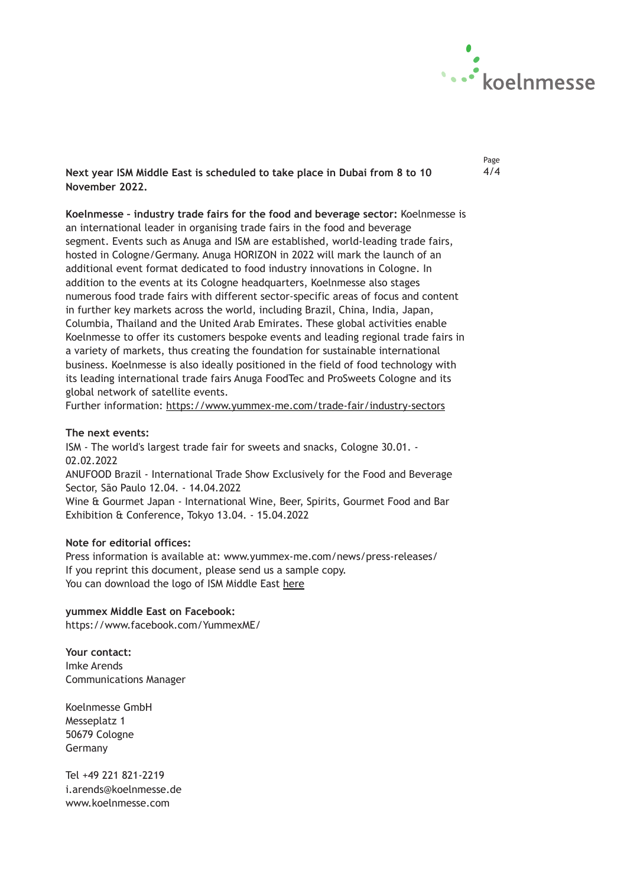**Next year ISM Middle East is scheduled to take place in Dubai from 8 to 10 November 2022.**

**Koelnmesse – industry trade fairs for the food and beverage sector:** Koelnmesse is an international leader in organising trade fairs in the food and beverage segment. Events such as Anuga and ISM are established, world-leading trade fairs, hosted in Cologne/Germany. Anuga HORIZON in 2022 will mark the launch of an additional event format dedicated to food industry innovations in Cologne. In addition to the events at its Cologne headquarters, Koelnmesse also stages numerous food trade fairs with different sector-specific areas of focus and content in further key markets across the world, including Brazil, China, India, Japan, Columbia, Thailand and the United Arab Emirates. These global activities enable Koelnmesse to offer its customers bespoke events and leading regional trade fairs in a variety of markets, thus creating the foundation for sustainable international business. Koelnmesse is also ideally positioned in the field of food technology with its leading international trade fairs Anuga FoodTec and ProSweets Cologne and its global network of satellite events.
Further information: https://www.yummex-me.com/trade-fair/industry-sectors

**The next events:**
ISM - The world's largest trade fair for sweets and snacks, Cologne 30.01. - 02.02.2022
ANUFOOD Brazil - International Trade Show Exclusively for the Food and Beverage Sector, São Paulo 12.04. - 14.04.2022
Wine & Gourmet Japan - International Wine, Beer, Spirits, Gourmet Food and Bar Exhibition & Conference, Tokyo 13.04. - 15.04.2022

**Note for editorial offices:**
Press information is available at: www.yummex-me.com/news/press-releases/
If you reprint this document, please send us a sample copy.
You can download the logo of ISM Middle East here

**yummex Middle East on Facebook:**
https://www.facebook.com/YummexME/

**Your contact:**
Imke Arends
Communications Manager

Koelnmesse GmbH
Messeplatz 1
50679 Cologne
Germany

Tel +49 221 821-2219
i.arends@koelnmesse.de
www.koelnmesse.com